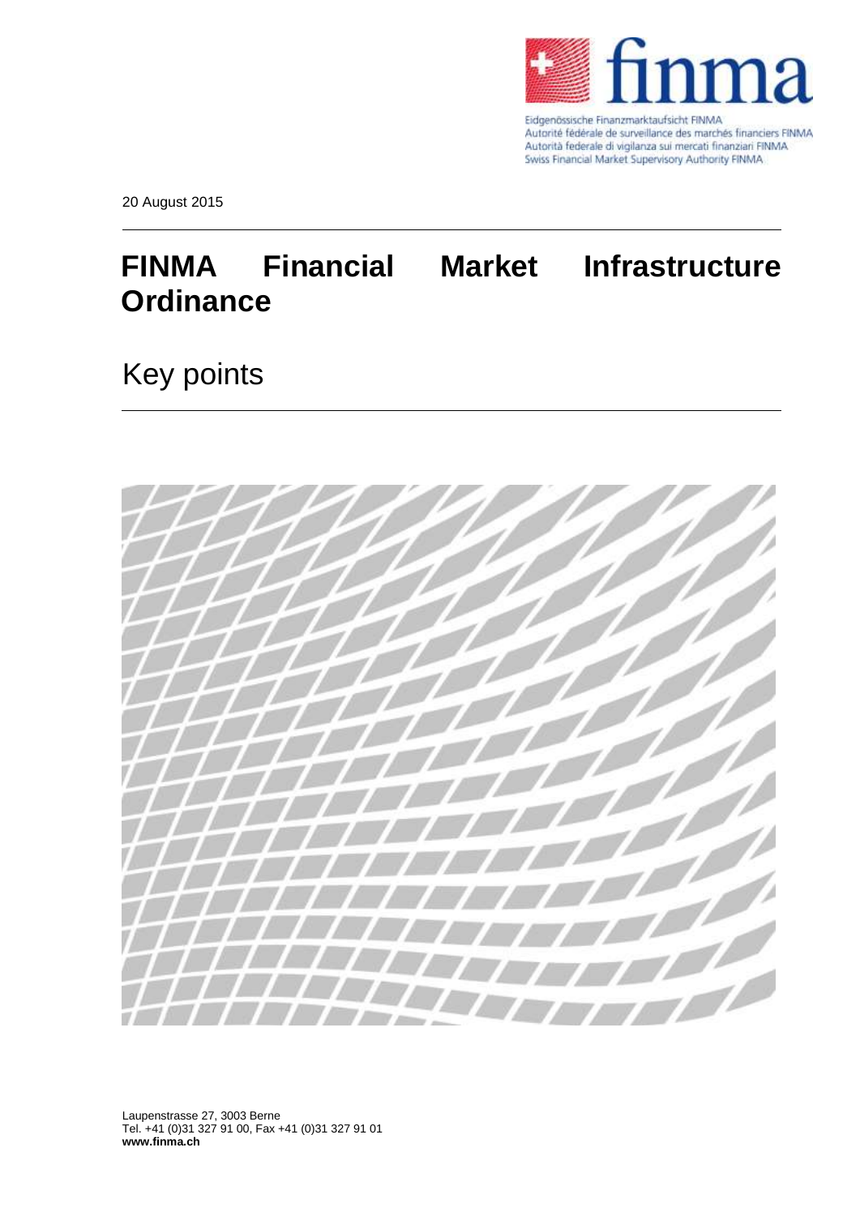Eidgenössische Finanzmarktaufsicht FINMA
Autorité fédérale de surveillance des marchés financiers FINMA
Autorità federale di vigilanza sui mercati finanziari FINMA
Swiss Financial Market Supervisory Authority FINMA

20 August 2015

# FINMA Financial Market Infrastructure Ordinance

## Key points

Laupenstrasse 27, 3003 Berne
Tel. +41 (0)31 327 91 00, Fax +41 (0)31 327 91 01
**www.finma.ch**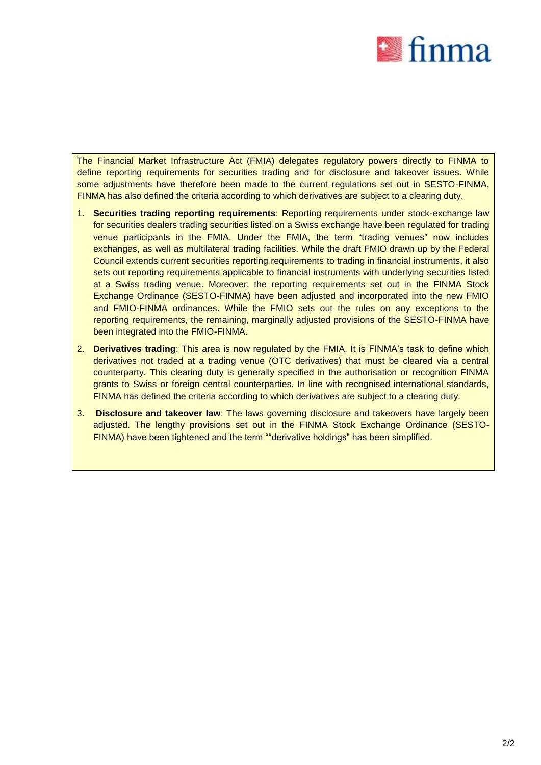The Financial Market Infrastructure Act (FMIA) delegates regulatory powers directly to FINMA to define reporting requirements for securities trading and for disclosure and takeover issues. While some adjustments have therefore been made to the current regulations set out in SESTO-FINMA, FINMA has also defined the criteria according to which derivatives are subject to a clearing duty.

1. **Securities trading reporting requirements**: Reporting requirements under stock-exchange law for securities dealers trading securities listed on a Swiss exchange have been regulated for trading venue participants in the FMIA. Under the FMIA, the term "trading venues" now includes exchanges, as well as multilateral trading facilities. While the draft FMIO drawn up by the Federal Council extends current securities reporting requirements to trading in financial instruments, it also sets out reporting requirements applicable to financial instruments with underlying securities listed at a Swiss trading venue. Moreover, the reporting requirements set out in the FINMA Stock Exchange Ordinance (SESTO-FINMA) have been adjusted and incorporated into the new FMIO and FMIO-FINMA ordinances. While the FMIO sets out the rules on any exceptions to the reporting requirements, the remaining, marginally adjusted provisions of the SESTO-FINMA have been integrated into the FMIO-FINMA.
2. **Derivatives trading**: This area is now regulated by the FMIA. It is FINMA's task to define which derivatives not traded at a trading venue (OTC derivatives) that must be cleared via a central counterparty. This clearing duty is generally specified in the authorisation or recognition FINMA grants to Swiss or foreign central counterparties. In line with recognised international standards, FINMA has defined the criteria according to which derivatives are subject to a clearing duty.
3. **Disclosure and takeover law**: The laws governing disclosure and takeovers have largely been adjusted. The lengthy provisions set out in the FINMA Stock Exchange Ordinance (SESTO-FINMA) have been tightened and the term ""derivative holdings" has been simplified.